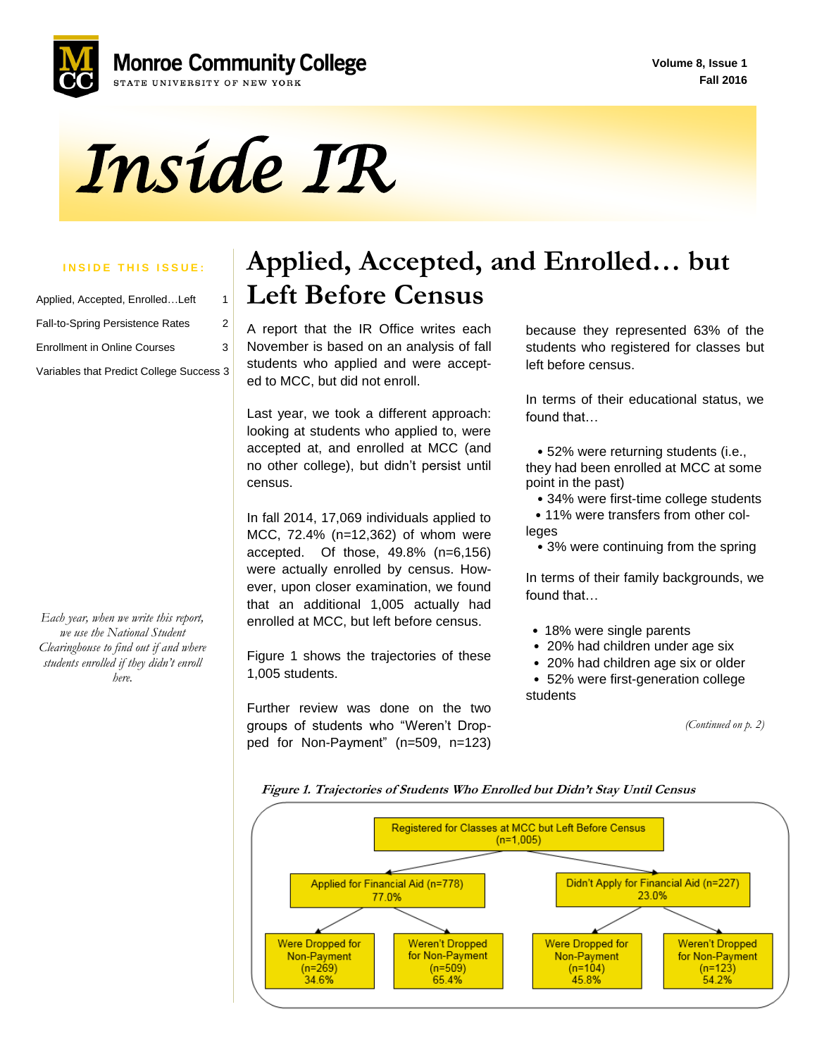# Inside IR

Monroe Community College — State University of New York

Volume 8, Issue 1
Fall 2016

**INSIDE THIS ISSUE:**

- Applied, Accepted, Enrolled…Left — 1
- Fall-to-Spring Persistence Rates — 2
- Enrollment in Online Courses — 3
- Variables that Predict College Success — 3

*Each year, when we write this report, we use the National Student Clearinghouse to find out if and where students enrolled if they didn't enroll here.*

## Applied, Accepted, and Enrolled… but Left Before Census

A report that the IR Office writes each November is based on an analysis of fall students who applied and were accepted to MCC, but did not enroll.

Last year, we took a different approach: looking at students who applied to, were accepted at, and enrolled at MCC (and no other college), but didn't persist until census.

In fall 2014, 17,069 individuals applied to MCC, 72.4% (n=12,362) of whom were accepted. Of those, 49.8% (n=6,156) were actually enrolled by census. However, upon closer examination, we found that an additional 1,005 actually had enrolled at MCC, but left before census.

Figure 1 shows the trajectories of these 1,005 students.

Further review was done on the two groups of students who "Weren't Dropped for Non-Payment" (n=509, n=123) because they represented 63% of the students who registered for classes but left before census.

In terms of their educational status, we found that…

- 52% were returning students (i.e., they had been enrolled at MCC at some point in the past)
- 34% were first-time college students
- 11% were transfers from other colleges
- 3% were continuing from the spring

In terms of their family backgrounds, we found that…

- 18% were single parents
- 20% had children under age six
- 20% had children age six or older
- 52% were first-generation college students

*(Continued on p. 2)*

*Figure 1. Trajectories of Students Who Enrolled but Didn't Stay Until Census*

- Registered for Classes at MCC but Left Before Census (n=1,005)
  - Applied for Financial Aid (n=778) 77.0%
    - Were Dropped for Non-Payment (n=269) 34.6%
    - Weren't Dropped for Non-Payment (n=509) 65.4%
  - Didn't Apply for Financial Aid (n=227) 23.0%
    - Were Dropped for Non-Payment (n=104) 45.8%
    - Weren't Dropped for Non-Payment (n=123) 54.2%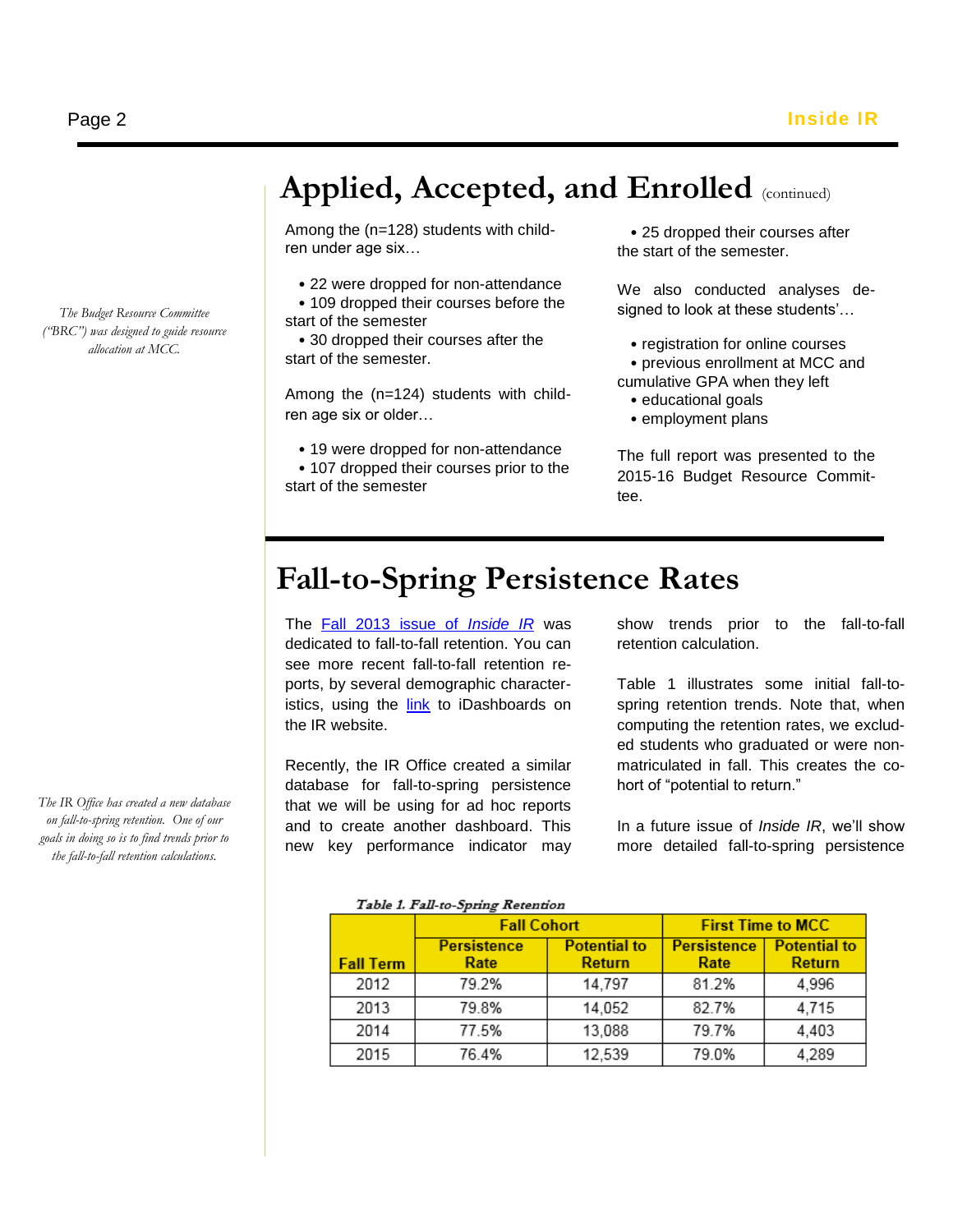## Applied, Accepted, and Enrolled (continued)

*The Budget Resource Committee ("BRC") was designed to guide resource allocation at MCC.*

Among the (n=128) students with children under age six…

- 22 were dropped for non-attendance
- 109 dropped their courses before the start of the semester
- 30 dropped their courses after the start of the semester.

Among the (n=124) students with children age six or older…

- 19 were dropped for non-attendance
- 107 dropped their courses prior to the start of the semester
- 25 dropped their courses after the start of the semester.

We also conducted analyses designed to look at these students'…

- registration for online courses
- previous enrollment at MCC and cumulative GPA when they left
- educational goals
- employment plans

The full report was presented to the 2015-16 Budget Resource Committee.

## Fall-to-Spring Persistence Rates

*The IR Office has created a new database on fall-to-spring retention. One of our goals in doing so is to find trends prior to the fall-to-fall retention calculations.*

The [Fall 2013 issue of *Inside IR*] was dedicated to fall-to-fall retention. You can see more recent fall-to-fall retention reports, by several demographic characteristics, using the [link] to iDashboards on the IR website.

Recently, the IR Office created a similar database for fall-to-spring persistence that we will be using for ad hoc reports and to create another dashboard. This new key performance indicator may show trends prior to the fall-to-fall retention calculation.

Table 1 illustrates some initial fall-to-spring retention trends. Note that, when computing the retention rates, we excluded students who graduated or were non-matriculated in fall. This creates the cohort of "potential to return."

In a future issue of *Inside IR*, we'll show more detailed fall-to-spring persistence

*Table 1. Fall-to-Spring Retention*

| Fall Term | Fall Cohort | | First Time to MCC | |
|---|---|---|---|---|
| | Persistence Rate | Potential to Return | Persistence Rate | Potential to Return |
| 2012 | 79.2% | 14,797 | 81.2% | 4,996 |
| 2013 | 79.8% | 14,052 | 82.7% | 4,715 |
| 2014 | 77.5% | 13,088 | 79.7% | 4,403 |
| 2015 | 76.4% | 12,539 | 79.0% | 4,289 |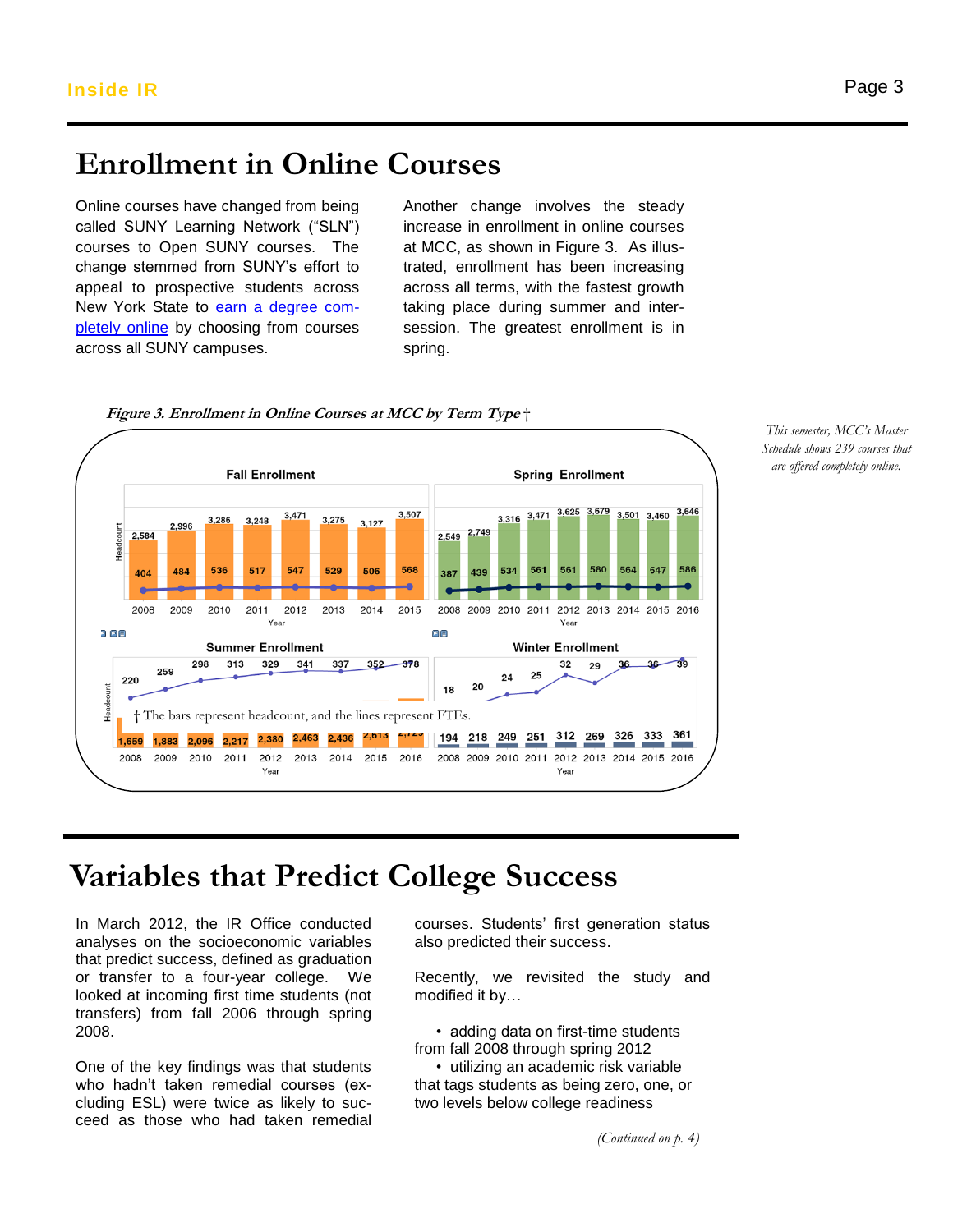# Enrollment in Online Courses

Online courses have changed from being called SUNY Learning Network ("SLN") courses to Open SUNY courses. The change stemmed from SUNY's effort to appeal to prospective students across New York State to earn a degree completely online by choosing from courses across all SUNY campuses.

Another change involves the steady increase in enrollment in online courses at MCC, as shown in Figure 3. As illustrated, enrollment has been increasing across all terms, with the fastest growth taking place during summer and intersession. The greatest enrollment is in spring.

*This semester, MCC's Master Schedule shows 239 courses that are offered completely online.*

***Figure 3. Enrollment in Online Courses at MCC by Term Type†***

**Fall Enrollment**

| Year | 2008 | 2009 | 2010 | 2011 | 2012 | 2013 | 2014 | 2015 |
|---|---|---|---|---|---|---|---|---|
| Headcount | 2,584 | 2,996 | 3,286 | 3,248 | 3,471 | 3,275 | 3,127 | 3,507 |
| FTE | 404 | 484 | 536 | 517 | 547 | 529 | 506 | 568 |

**Spring Enrollment**

| Year | 2008 | 2009 | 2010 | 2011 | 2012 | 2013 | 2014 | 2015 | 2016 |
|---|---|---|---|---|---|---|---|---|---|
| Headcount | 2,549 | 2,749 | 3,316 | 3,471 | 3,625 | 3,679 | 3,501 | 3,460 | 3,646 |
| FTE | 387 | 439 | 534 | 561 | 561 | 580 | 564 | 547 | 586 |

**Summer Enrollment**

| Year | 2008 | 2009 | 2010 | 2011 | 2012 | 2013 | 2014 | 2015 | 2016 |
|---|---|---|---|---|---|---|---|---|---|
| Headcount | 1,659 | 1,883 | 2,096 | 2,217 | 2,380 | 2,463 | 2,436 | 2,613 | 2,72… |
| FTE | 220 | 259 | 298 | 313 | 329 | 341 | 337 | 352 | 378 |

**Winter Enrollment**

| Year | 2008 | 2009 | 2010 | 2011 | 2012 | 2013 | 2014 | 2015 | 2016 |
|---|---|---|---|---|---|---|---|---|---|
| Headcount | 194 | 218 | 249 | 251 | 312 | 269 | 326 | 333 | 361 |
| FTE | 18 | 20 | 24 | 25 | 32 | 29 | 36 | 36 | 39 |

† The bars represent headcount, and the lines represent FTEs.

# Variables that Predict College Success

In March 2012, the IR Office conducted analyses on the socioeconomic variables that predict success, defined as graduation or transfer to a four-year college. We looked at incoming first time students (not transfers) from fall 2006 through spring 2008.

One of the key findings was that students who hadn't taken remedial courses (excluding ESL) were twice as likely to succeed as those who had taken remedial courses. Students' first generation status also predicted their success.

Recently, we revisited the study and modified it by…

- adding data on first-time students from fall 2008 through spring 2012
- utilizing an academic risk variable that tags students as being zero, one, or two levels below college readiness

*(Continued on p. 4)*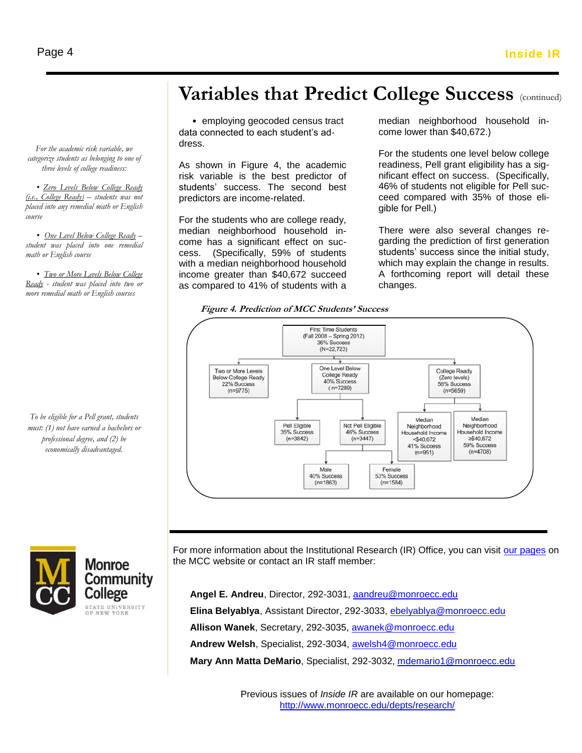# Variables that Predict College Success (continued)

- employing geocoded census tract data connected to each student's address.

As shown in Figure 4, the academic risk variable is the best predictor of students' success. The second best predictors are income-related.

For the students who are college ready, median neighborhood household income has a significant effect on success. (Specifically, 59% of students with a median neighborhood household income greater than $40,672 succeed as compared to 41% of students with a median neighborhood household income lower than $40,672.)

For the students one level below college readiness, Pell grant eligibility has a significant effect on success. (Specifically, 46% of students not eligible for Pell succeed compared with 35% of those eligible for Pell.)

There were also several changes regarding the prediction of first generation students' success since the initial study, which may explain the change in results. A forthcoming report will detail these changes.

*For the academic risk variable, we categorize students as belonging to one of three levels of college readiness:*

- *Zero Levels Below College Ready (i.e., College Ready) – students was not placed into any remedial math or English course*
- *One Level Below College Ready – student was placed into one remedial math or English course*
- *Two or More Levels Below College Ready - student was placed into two or more remedial math or English courses*

*To be eligible for a Pell grant, students must: (1) not have earned a bachelors or professional degree, and (2) be economically disadvantaged.*

***Figure 4. Prediction of MCC Students' Success***

First Time Students (Fall 2008 – Spring 2012) 36% Success (N=22,723)

Two or More Levels Below College Ready 22% Success (n=9775)

One Level Below College Ready 40% Success (n=7289)

College Ready (Zero levels) 58% Success (n=5659)

Pell Eligible 35% Success (n=3842)

Not Pell Eligible 46% Success (n=3447)

Median Neighborhood Household Income <$40,672 41% Success (n=951)

Median Neighborhood Household Income ≥$40,672 59% Success (n=4708)

Male 40% Success (n=1863)

Female 53% Success (n=1584)

Monroe Community College
STATE UNIVERSITY OF NEW YORK

For more information about the Institutional Research (IR) Office, you can visit our pages on the MCC website or contact an IR staff member:

**Angel E. Andreu**, Director, 292-3031, aandreu@monroecc.edu

**Elina Belyablya**, Assistant Director, 292-3033, ebelyablya@monroecc.edu

**Allison Wanek**, Secretary, 292-3035, awanek@monroecc.edu

**Andrew Welsh**, Specialist, 292-3034, awelsh4@monroecc.edu

**Mary Ann Matta DeMario**, Specialist, 292-3032, mdemario1@monroecc.edu

Previous issues of *Inside IR* are available on our homepage:
http://www.monroecc.edu/depts/research/